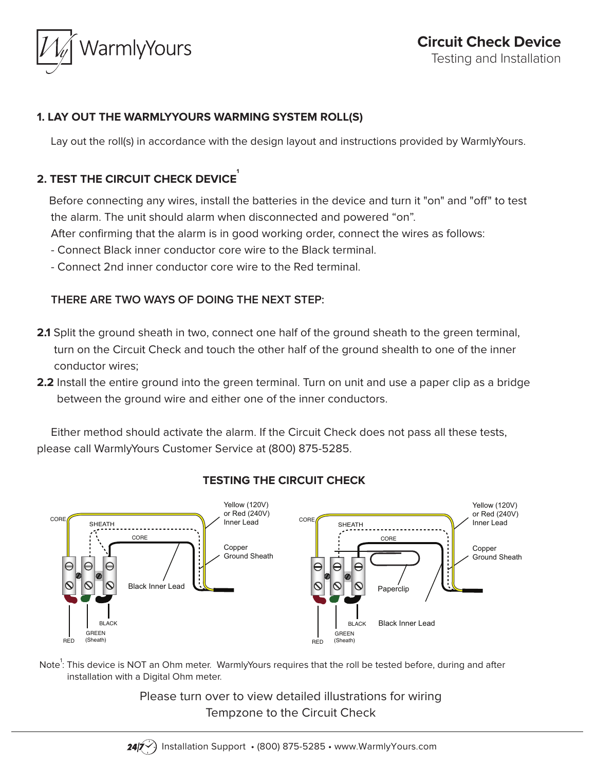WarmlyYours

# Circuit Check Device

Testing and Installation

## 1. LAY OUT THE WARMLYYOURS WARMING SYSTEM ROLL(S)

Lay out the roll(s) in accordance with the design layout and instructions provided by WarmlyYours.

## 2. TEST THE CIRCUIT CHECK DEVICE[1]

Before connecting any wires, install the batteries in the device and turn it "on" and "off" to test the alarm. The unit should alarm when disconnected and powered "on".

After confirming that the alarm is in good working order, connect the wires as follows:

- Connect Black inner conductor core wire to the Black terminal.
- Connect 2nd inner conductor core wire to the Red terminal.

### THERE ARE TWO WAYS OF DOING THE NEXT STEP:

**2.1** Split the ground sheath in two, connect one half of the ground sheath to the green terminal, turn on the Circuit Check and touch the other half of the ground shealth to one of the inner conductor wires;

**2.2** Install the entire ground into the green terminal. Turn on unit and use a paper clip as a bridge between the ground wire and either one of the inner conductors.

Either method should activate the alarm. If the Circuit Check does not pass all these tests, please call WarmlyYours Customer Service at (800) 875-5285.

### TESTING THE CIRCUIT CHECK

CORE, SHEATH, CORE, Yellow (120V) or Red (240V) Inner Lead, Copper Ground Sheath, Black Inner Lead, RED, GREEN (Sheath), BLACK

CORE, SHEATH, CORE, Yellow (120V) or Red (240V) Inner Lead, Copper Ground Sheath, Paperclip, Black Inner Lead, RED, GREEN (Sheath), BLACK

Note[1]: This device is NOT an Ohm meter. WarmlyYours requires that the roll be tested before, during and after installation with a Digital Ohm meter.

Please turn over to view detailed illustrations for wiring Tempzone to the Circuit Check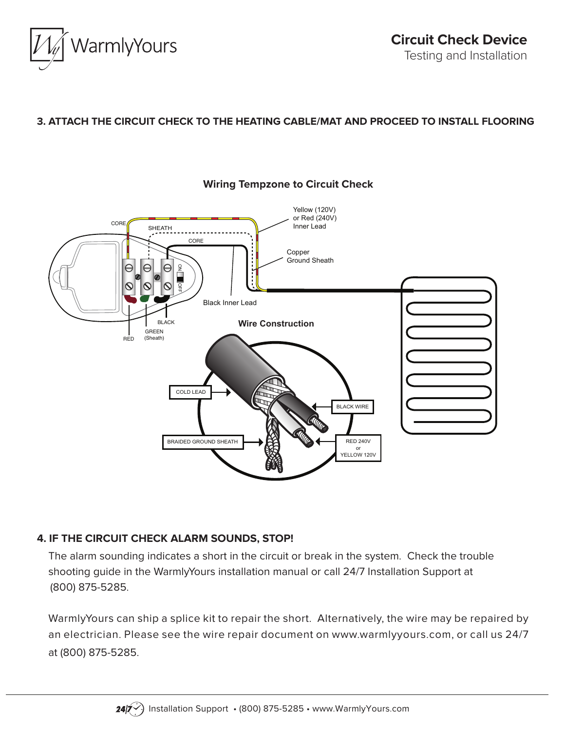## 3. ATTACH THE CIRCUIT CHECK TO THE HEATING CABLE/MAT AND PROCEED TO INSTALL FLOORING

**Wiring Tempzone to Circuit Check**

CORE
SHEATH
CORE
Yellow (120V) or Red (240V) Inner Lead
Copper Ground Sheath
Black Inner Lead
ON
OFF
BLACK
GREEN (Sheath)
RED

**Wire Construction**

COLD LEAD
BLACK WIRE
BRAIDED GROUND SHEATH
RED 240V or YELLOW 120V

## 4. IF THE CIRCUIT CHECK ALARM SOUNDS, STOP!

The alarm sounding indicates a short in the circuit or break in the system. Check the trouble shooting guide in the WarmlyYours installation manual or call 24/7 Installation Support at (800) 875-5285.

WarmlyYours can ship a splice kit to repair the short. Alternatively, the wire may be repaired by an electrician. Please see the wire repair document on www.warmlyyours.com, or call us 24/7 at (800) 875-5285.